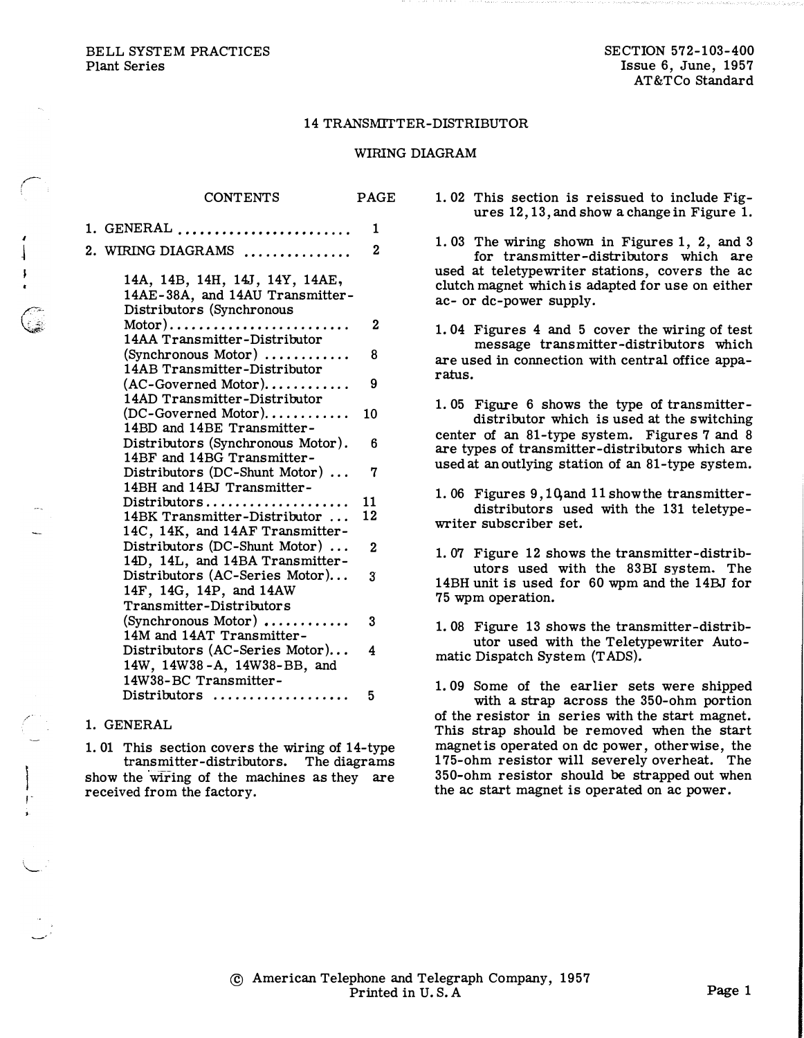BELL SYSTEM PRACTICES
Plant Series

SECTION 572-103-400
Issue 6, June, 1957
AT&TCo Standard

# 14 TRANSMITTER-DISTRIBUTOR

## WIRING DIAGRAM

| CONTENTS | PAGE |
|---|---|
| 1. GENERAL | 1 |
| 2. WIRING DIAGRAMS | 2 |
| 14A, 14B, 14H, 14J, 14Y, 14AE, 14AE-38A, and 14AU Transmitter-Distributors (Synchronous Motor) | 2 |
| 14AA Transmitter-Distributor (Synchronous Motor) | 8 |
| 14AB Transmitter-Distributor (AC-Governed Motor) | 9 |
| 14AD Transmitter-Distributor (DC-Governed Motor) | 10 |
| 14BD and 14BE Transmitter-Distributors (Synchronous Motor) | 6 |
| 14BF and 14BG Transmitter-Distributors (DC-Shunt Motor) | 7 |
| 14BH and 14BJ Transmitter-Distributors | 11 |
| 14BK Transmitter-Distributor | 12 |
| 14C, 14K, and 14AF Transmitter-Distributors (DC-Shunt Motor) | 2 |
| 14D, 14L, and 14BA Transmitter-Distributors (AC-Series Motor) | 3 |
| 14F, 14G, 14P, and 14AW Transmitter-Distributors (Synchronous Motor) | 3 |
| 14M and 14AT Transmitter-Distributors (AC-Series Motor) | 4 |
| 14W, 14W38-A, 14W38-BB, and 14W38-BC Transmitter-Distributors | 5 |

## 1. GENERAL

1.01 This section covers the wiring of 14-type transmitter-distributors. The diagrams show the wiring of the machines as they are received from the factory.

1.02 This section is reissued to include Figures 12, 13, and show a change in Figure 1.

1.03 The wiring shown in Figures 1, 2, and 3 for transmitter-distributors which are used at teletypewriter stations, covers the ac clutch magnet which is adapted for use on either ac- or dc-power supply.

1.04 Figures 4 and 5 cover the wiring of test message transmitter-distributors which are used in connection with central office apparatus.

1.05 Figure 6 shows the type of transmitter-distributor which is used at the switching center of an 81-type system. Figures 7 and 8 are types of transmitter-distributors which are used at an outlying station of an 81-type system.

1.06 Figures 9, 10, and 11 show the transmitter-distributors used with the 131 teletypewriter subscriber set.

1.07 Figure 12 shows the transmitter-distributors used with the 83BI system. The 14BH unit is used for 60 wpm and the 14BJ for 75 wpm operation.

1.08 Figure 13 shows the transmitter-distributor used with the Teletypewriter Automatic Dispatch System (TADS).

1.09 Some of the earlier sets were shipped with a strap across the 350-ohm portion of the resistor in series with the start magnet. This strap should be removed when the start magnet is operated on dc power, otherwise, the 175-ohm resistor will severely overheat. The 350-ohm resistor should be strapped out when the ac start magnet is operated on ac power.

© American Telephone and Telegraph Company, 1957
Printed in U. S. A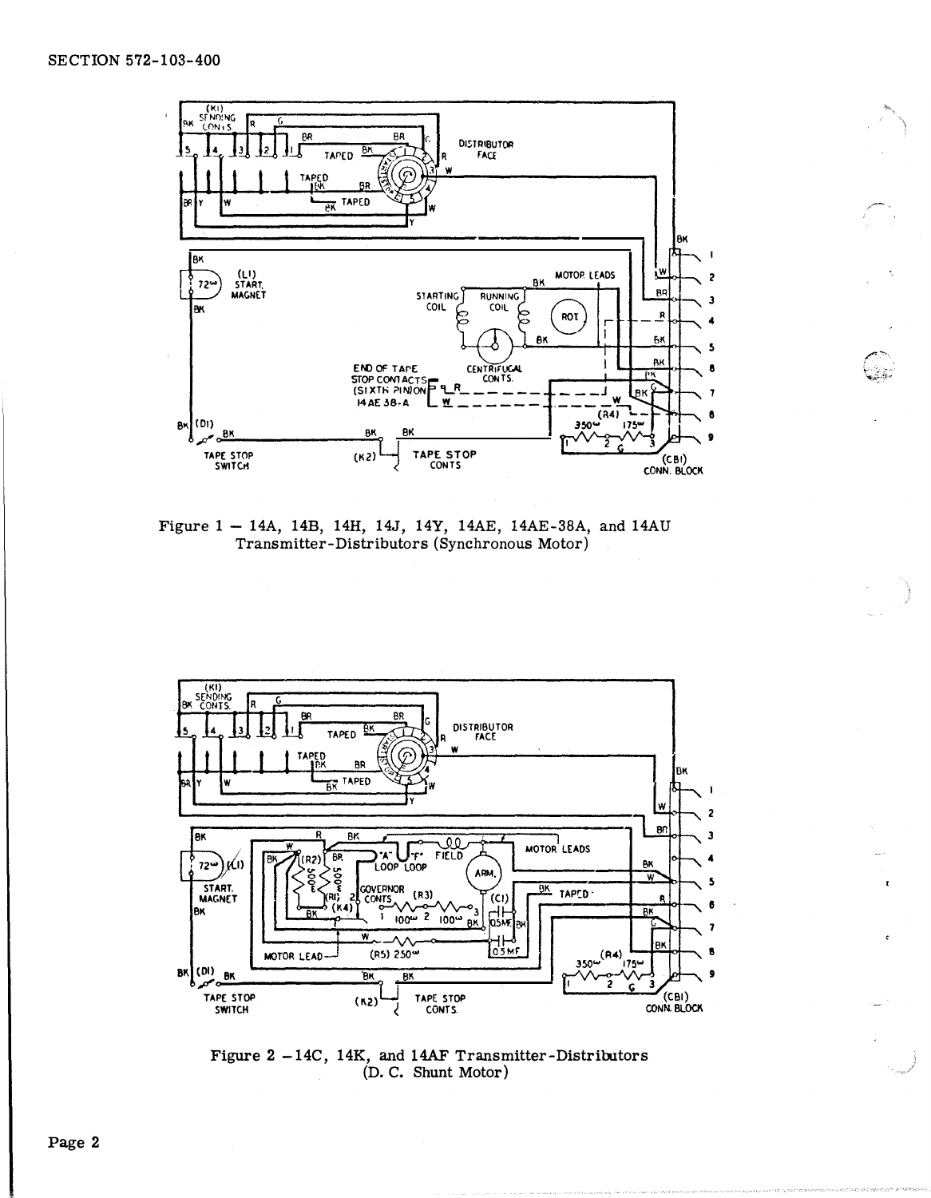Figure 1 — 14A, 14B, 14H, 14J, 14Y, 14AE, 14AE-38A, and 14AU Transmitter-Distributors (Synchronous Motor)

Figure 2 — 14C, 14K, and 14AF Transmitter-Distributors (D. C. Shunt Motor)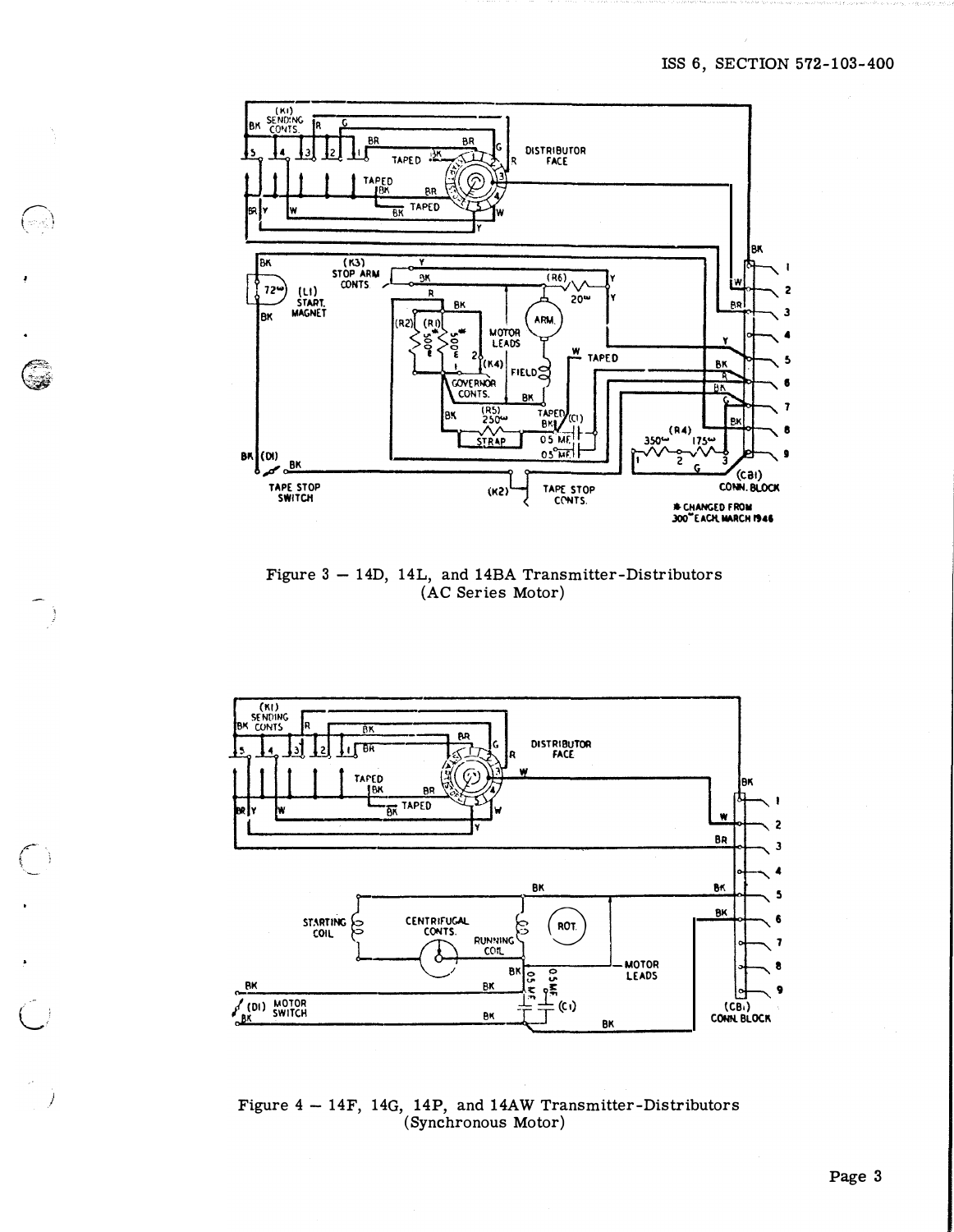Figure 3 — 14D, 14L, and 14BA Transmitter-Distributors (AC Series Motor)

Figure 4 — 14F, 14G, 14P, and 14AW Transmitter-Distributors (Synchronous Motor)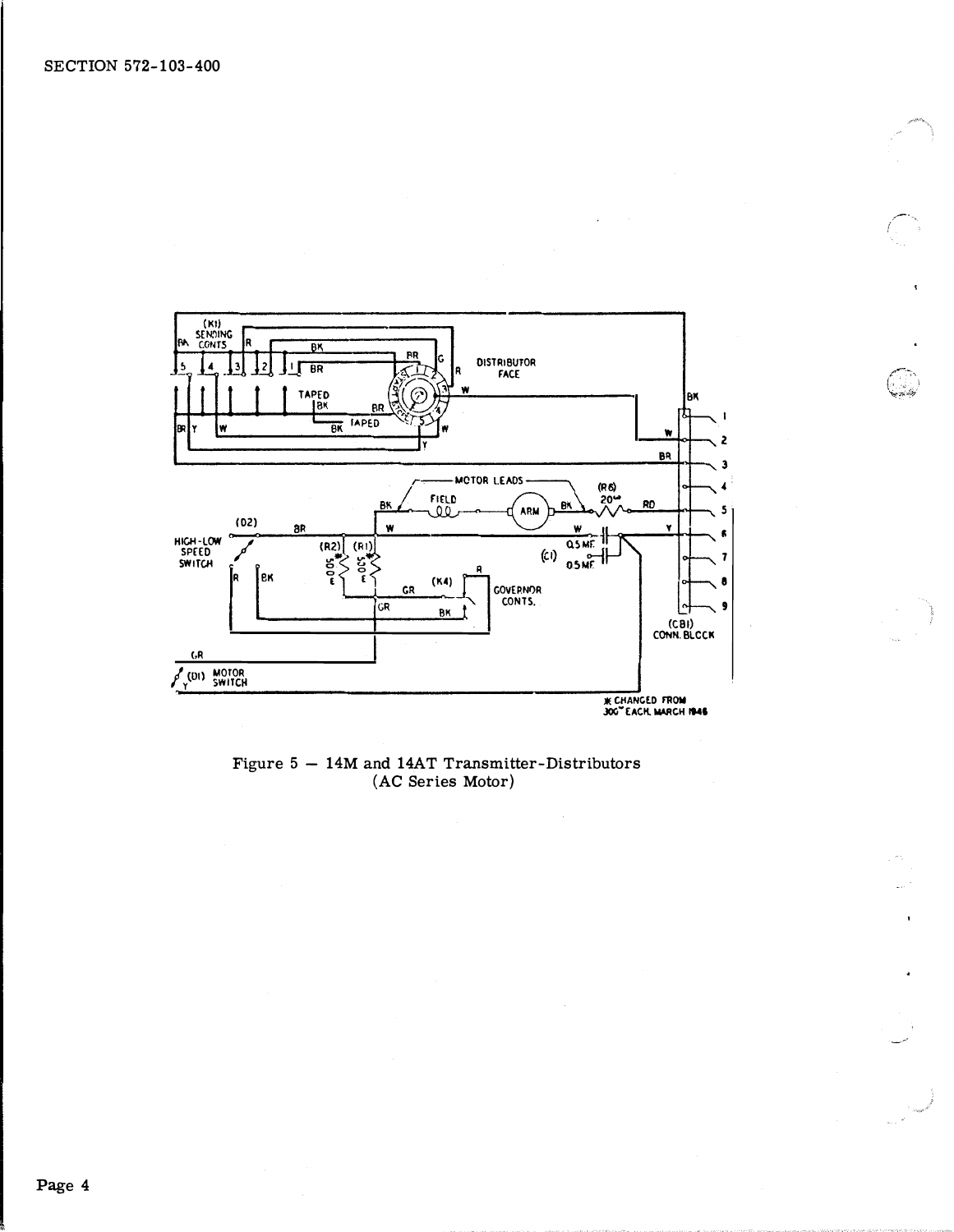Figure 5 — 14M and 14AT Transmitter-Distributors (AC Series Motor)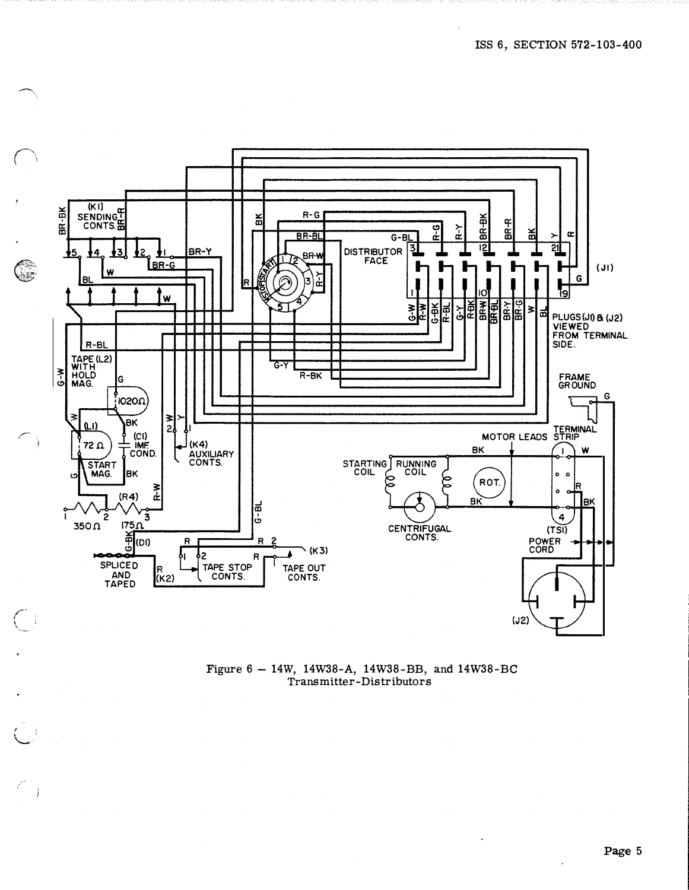Figure 6 – 14W, 14W38-A, 14W38-BB, and 14W38-BC Transmitter-Distributors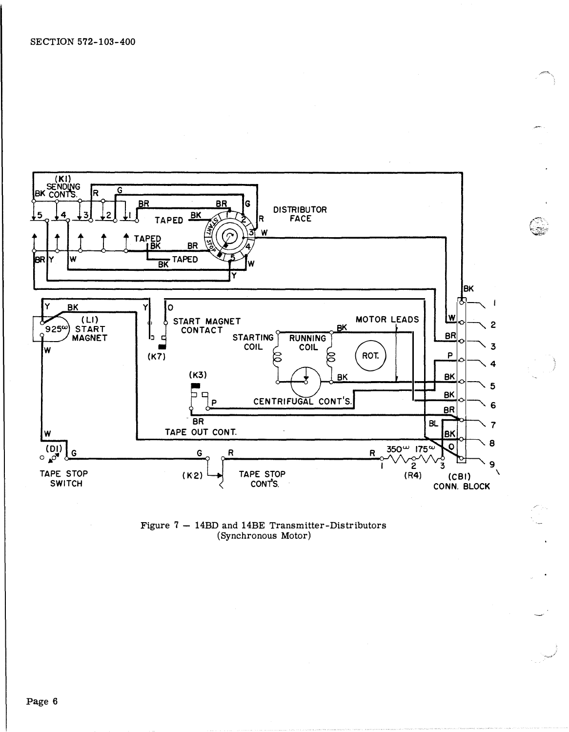Figure 7 — 14BD and 14BE Transmitter-Distributors (Synchronous Motor)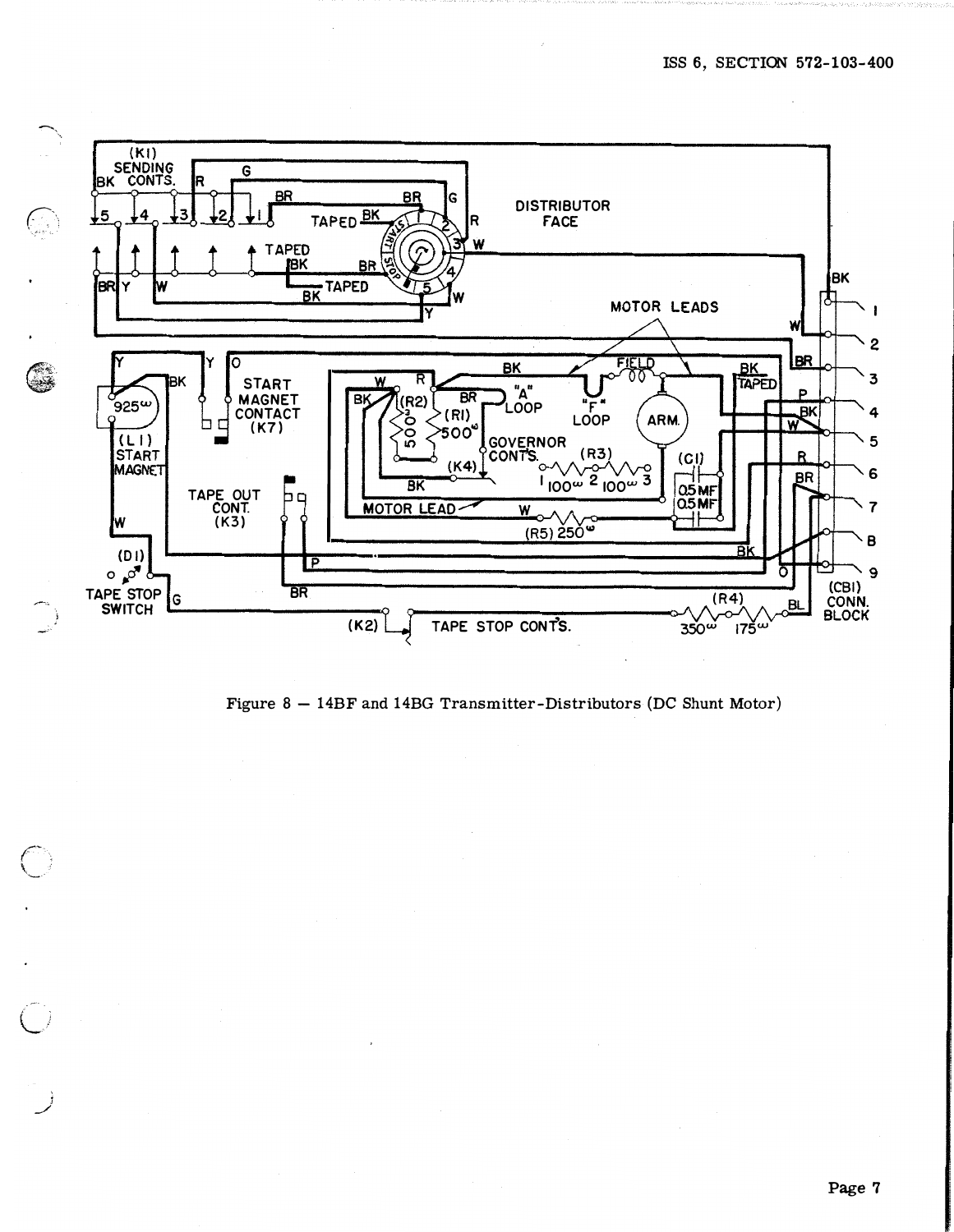Figure 8 — 14BF and 14BG Transmitter-Distributors (DC Shunt Motor)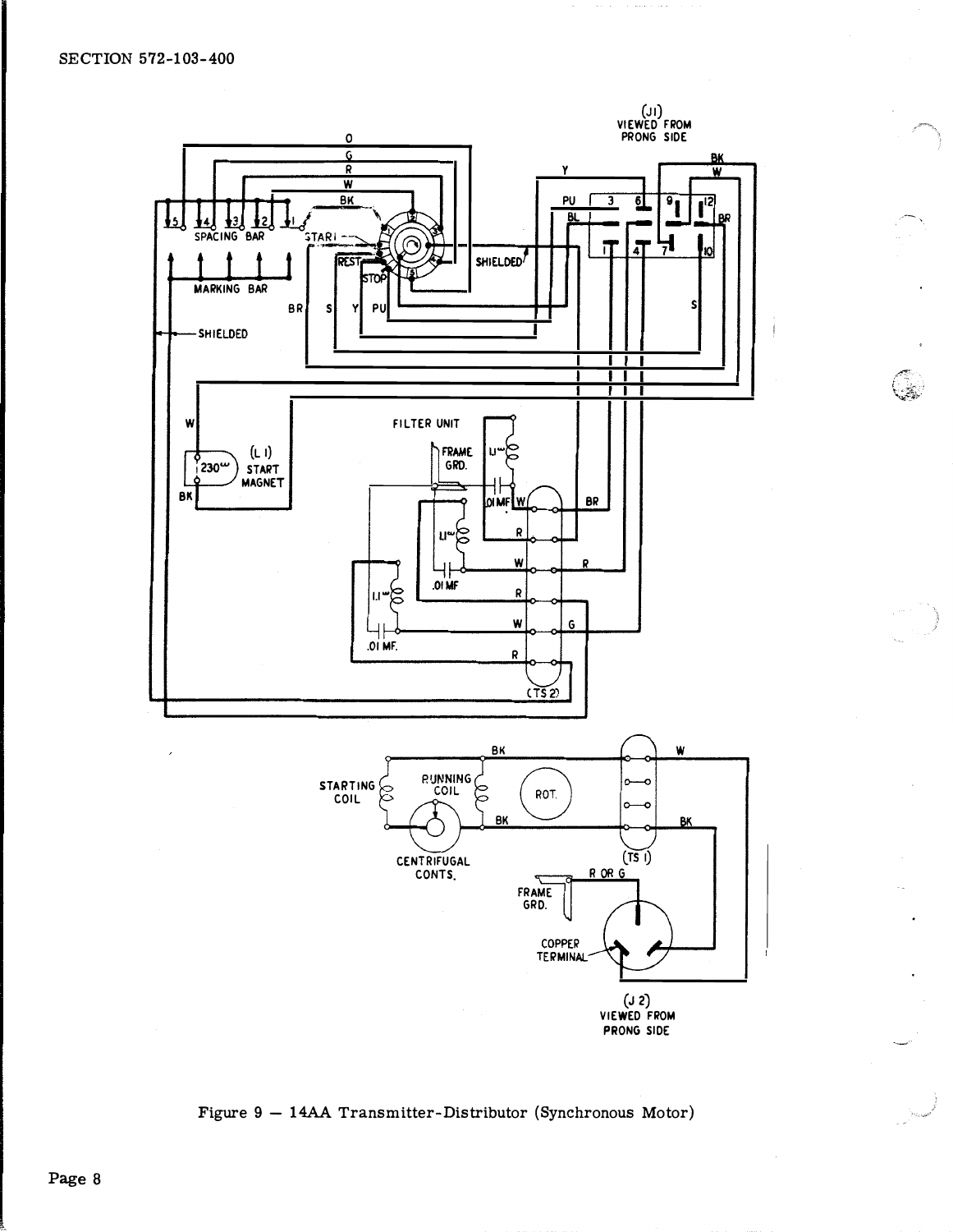Figure 9 — 14AA Transmitter-Distributor (Synchronous Motor)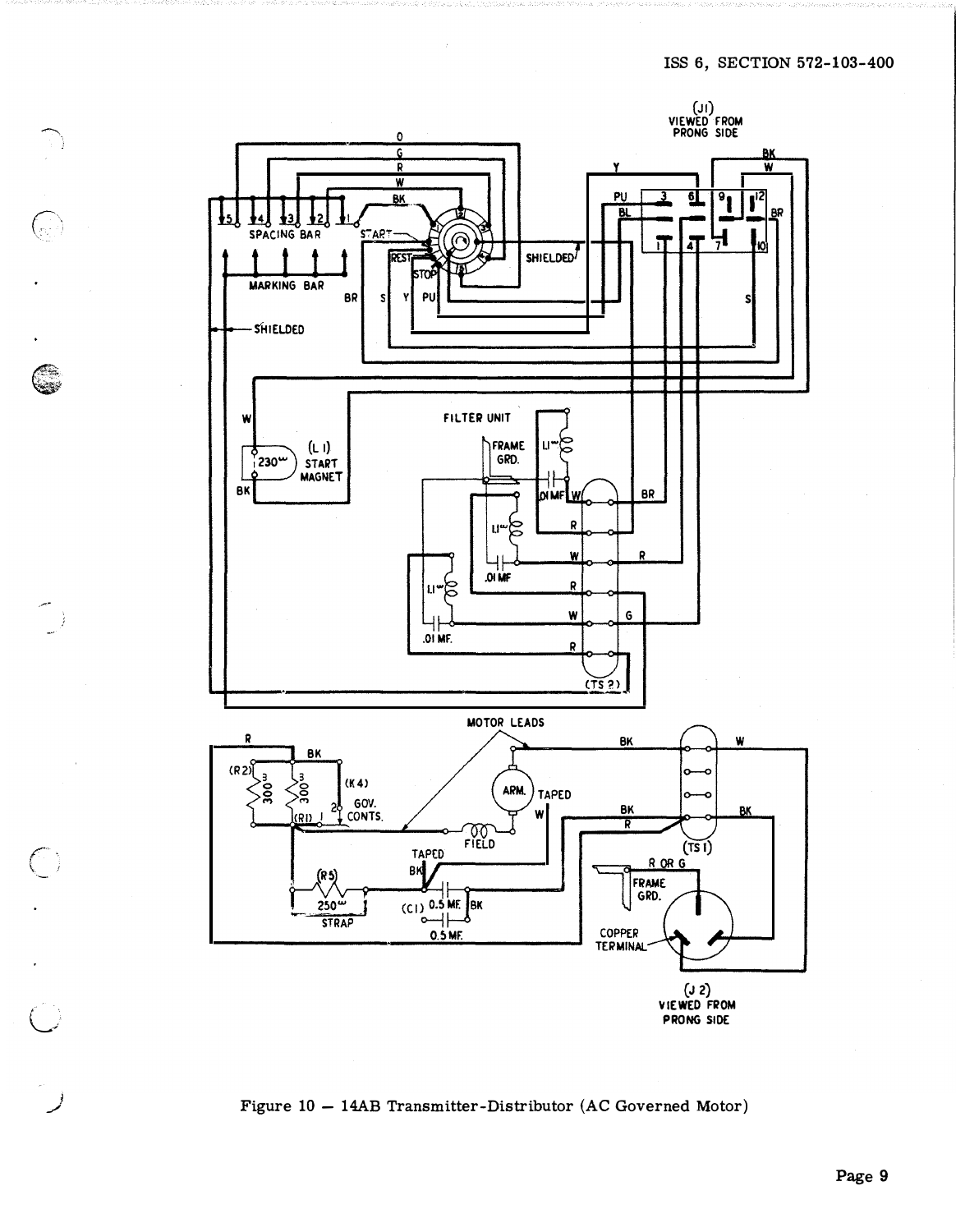Figure 10 — 14AB Transmitter-Distributor (AC Governed Motor)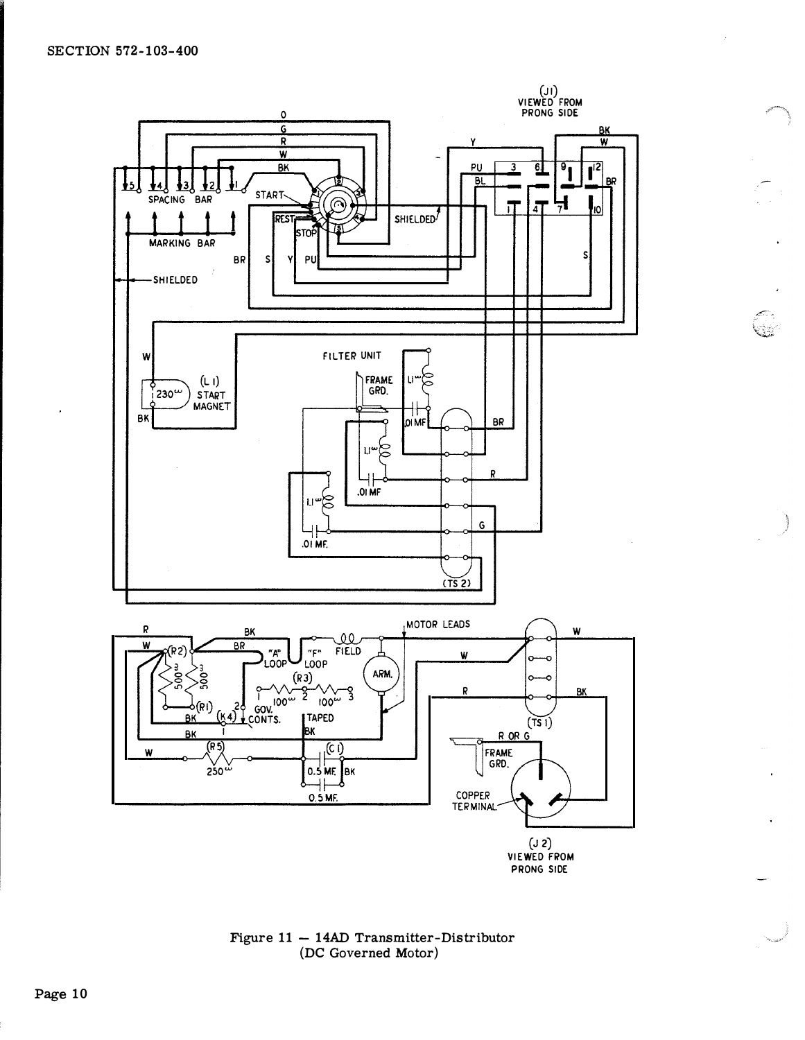Figure 11 — 14AD Transmitter-Distributor
(DC Governed Motor)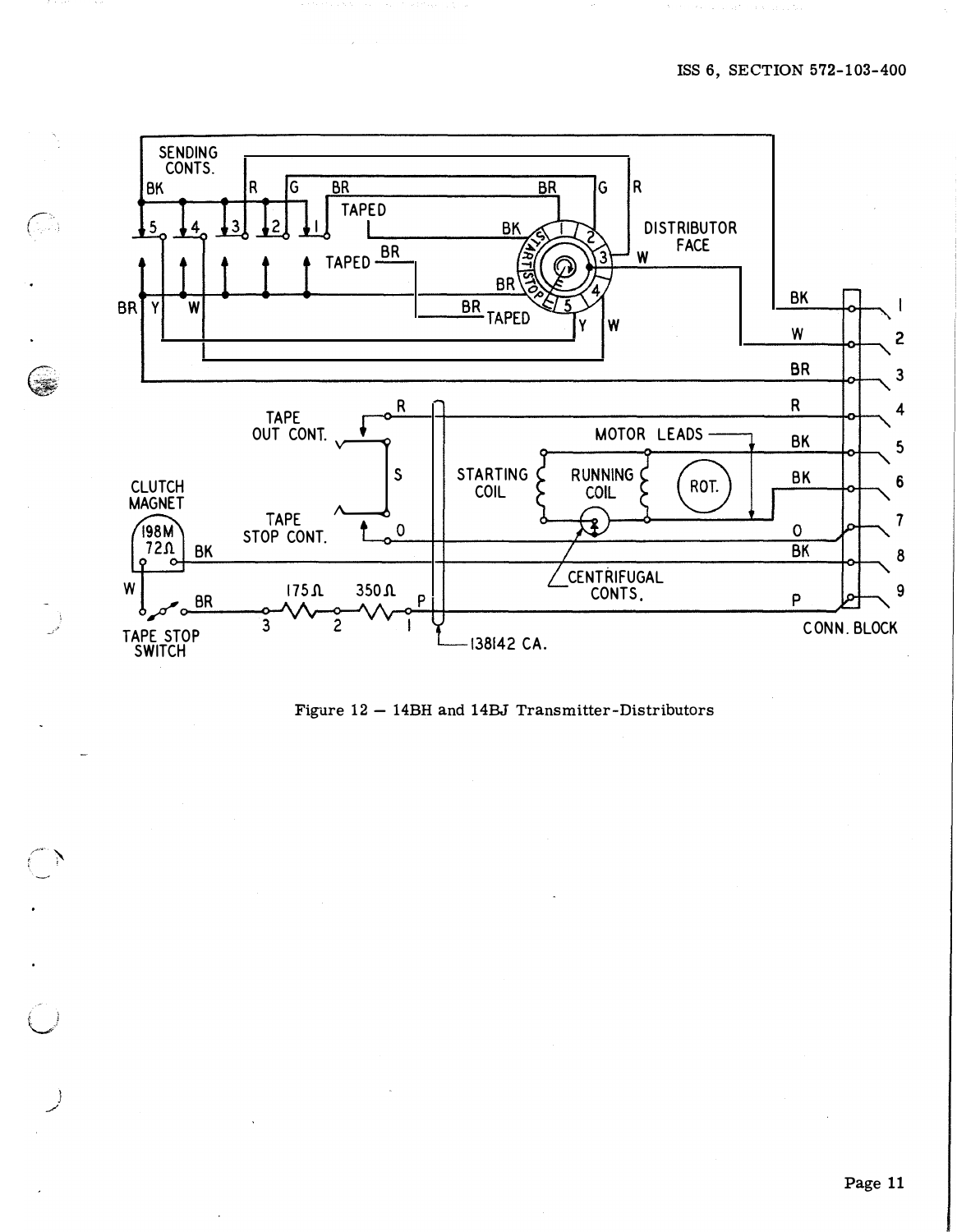Figure 12 — 14BH and 14BJ Transmitter-Distributors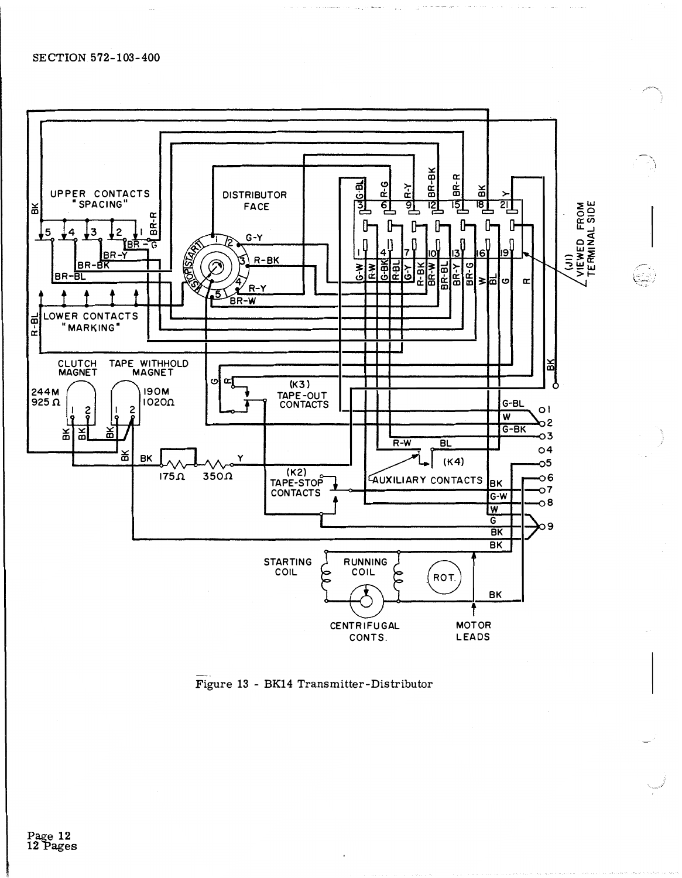UPPER CONTACTS "SPACING"

LOWER CONTACTS "MARKING"

DISTRIBUTOR FACE

(J1) VIEWED FROM TERMINAL SIDE

CLUTCH MAGNET 244M 925 Ω

TAPE WITHHOLD MAGNET 190M 1020Ω

(K3) TAPE-OUT CONTACTS

(K2) TAPE-STOP CONTACTS

(K4) AUXILIARY CONTACTS

175Ω 350Ω

STARTING COIL

RUNNING COIL

ROT.

CENTRIFUGAL CONTS.

MOTOR LEADS

Figure 13 - BK14 Transmitter-Distributor